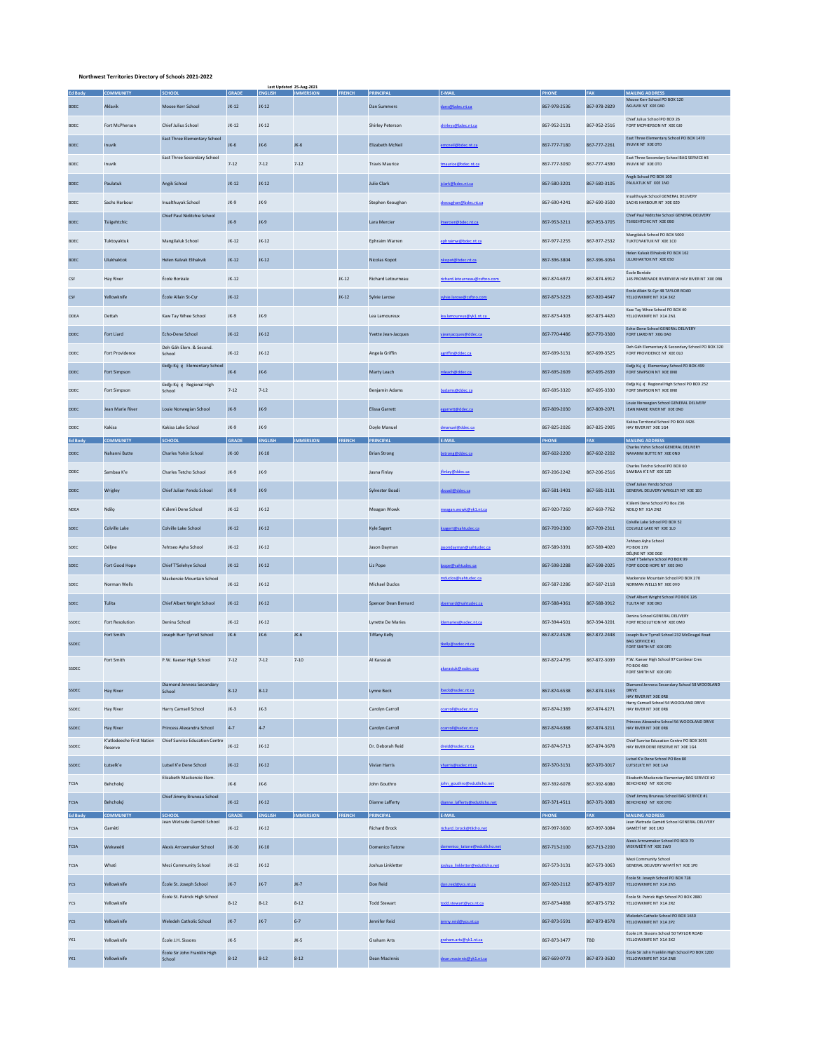# Northwest Territories Directory of Schools 2021-2022

Last Updated 25-Aug-2021

| Ed Body | COMMUNITY | SCHOOL | GRADE | ENGLISH | IMMERSION | FRENCH | PRINCIPAL | E-MAIL | PHONE | FAX | MAILING ADDRESS |
|---|---|---|---|---|---|---|---|---|---|---|---|
| BDEC | Aklavik | Moose Kerr School | JK-12 | JK-12 | | | Dan Summers | dans@bdec.nt.ca | 867-978-2536 | 867-978-2829 | Moose Kerr School PO BOX 120 AKLAVIK NT X0E 0A0 |
| BDEC | Fort McPherson | Chief Julius School | JK-12 | JK-12 | | | Shirley Peterson | shirleyp@bdec.nt.ca | 867-952-2131 | 867-952-2516 | Chief Julius School PO BOX 26 FORT MCPHERSON NT X0E 0J0 |
| BDEC | Inuvik | East Three Elementary School | JK-6 | JK-6 | JK-6 | | Elizabeth McNeil | emcneil@bdec.nt.ca | 867-777-7180 | 867-777-2261 | East Three Elementary School PO BOX 1470 INUVIK NT X0E 0T0 |
| BDEC | Inuvik | East Three Secondary School | 7-12 | 7-12 | 7-12 | | Travis Maurice | tmaurice@bdec.nt.ca | 867-777-3030 | 867-777-4390 | East Three Secondary School BAG SERVICE #3 INUVIK NT X0E 0T0 |
| BDEC | Paulatuk | Angik School | JK-12 | JK-12 | | | Julie Clark | jclark@bdec.nt.ca | 867-580-3201 | 867-580-3105 | Angik School PO BOX 100 PAULATUK NT X0E 1N0 |
| BDEC | Sachs Harbour | Inualthuyak School | JK-9 | JK-9 | | | Stephen Keoughan | skeoughan@bdec.nt.ca | 867-690-4241 | 867-690-3500 | Inualthuyak School GENERAL DELIVERY SACHS HARBOUR NT X0E 0Z0 |
| BDEC | Tsiigehtchic | Chief Paul Niditchie School | JK-9 | JK-9 | | | Lara Mercier | lmercier@bdec.nt.ca | 867-953-3211 | 867-953-3705 | Chief Paul Niditchie School GENERAL DELIVERY TSIIGEHTCHIC NT X0E 0B0 |
| BDEC | Tuktoyaktuk | Mangilaluk School | JK-12 | JK-12 | | | Ephraim Warren | ephraimw@bdec.nt.ca | 867-977-2255 | 867-977-2532 | Mangilaluk School PO BOX 5000 TUKTOYAKTUK NT X0E 1C0 |
| BDEC | Ulukhaktok | Helen Kalvak Elihakvik | JK-12 | JK-12 | | | Nicolas Kopot | nkopot@bdec.nt.ca | 867-396-3804 | 867-396-3054 | Helen Kalvak Elihakvik PO BOX 162 ULUKHAKTOK NT X0E 0S0 |
| CSF | Hay River | École Boréale | JK-12 | | | JK-12 | Richard Letourneau | richard.letourneau@csftno.com | 867-874-6972 | 867-874-6912 | École Boréale 145 PROMENADE RIVERVIEW HAY RIVER NT X0E 0R8 |
| CSF | Yellowknife | École Allain St-Cyr | JK-12 | | | JK-12 | Sylvie Larose | sylvie.larose@csftno.com | 867-873-3223 | 867-920-4647 | École Allain St-Cyr 48 TAYLOR ROAD YELLOWKNIFE NT X1A 3X2 |
| DDEA | Dettah | Kaw Tay Whee School | JK-9 | JK-9 | | | Lea Lamoureux | lea.lamoureux@yk1.nt.ca | 867-873-4303 | 867-873-4420 | Kaw Tay Whee School PO BOX 40 YELLOWKNIFE NT X1A 2N1 |
| DDEC | Fort Liard | Echo-Dene School | JK-12 | JK-12 | | | Yvette Jean-Jacques | yjeanjacques@ddec.ca | 867-770-4486 | 867-770-3300 | Echo-Dene School GENERAL DELIVERY FORT LIARD NT X0G 0A0 |
| DDEC | Fort Providence | Deh Gáh Elem. & Second. School | JK-12 | JK-12 | | | Angela Griffin | agriffin@ddec.ca | 867-699-3131 | 867-699-3525 | Deh Gáh Elementary & Secondary School PO BOX 320 FORT PROVIDENCE NT X0E 0L0 |
| DDEC | Fort Simpson | Łíídlįį Kúę́ Elementary School | JK-6 | JK-6 | | | Marty Leach | mleach@ddec.ca | 867-695-2609 | 867-695-2639 | Łíídlįį Kúę́ Elementary School PO BOX 499 FORT SIMPSON NT X0E 0N0 |
| DDEC | Fort Simpson | Łíídlįį Kúę́ Regional High School | 7-12 | 7-12 | | | Benjamin Adams | badams@ddec.ca | 867-695-3320 | 867-695-3330 | Łíídlįį Kúę́ Regional High School PO BOX 252 FORT SIMPSON NT X0E 0N0 |
| DDEC | Jean Marie River | Louie Norwegian School | JK-9 | JK-9 | | | Elissa Garrett | egarrett@ddec.ca | 867-809-2030 | 867-809-2071 | Louie Norwegian School GENERAL DELIVERY JEAN MARIE RIVER NT X0E 0N0 |
| DDEC | Kakisa | Kakisa Lake School | JK-9 | JK-9 | | | Doyle Manuel | dmanuel@ddec.ca | 867-825-2026 | 867-825-2905 | Kakisa Territorial School PO BOX 4426 HAY RIVER NT X0E 1G4 |
| DDEC | Nahanni Butte | Charles Yohin School | JK-10 | JK-10 | | | Brian Strong | bstrong@ddec.ca | 867-602-2200 | 867-602-2202 | Charles Yohin School GENERAL DELIVERY NAHANNI BUTTE NT X0E 0N0 |
| DDEC | Sambaa K'e | Charles Tetcho School | JK-9 | JK-9 | | | Jasna Finlay | jfinlay@ddec.ca | 867-206-2242 | 867-206-2516 | Charles Tetcho School PO BOX 60 SAMBAA K'E NT X0E 1Z0 |
| DDEC | Wrigley | Chief Julian Yendo School | JK-9 | JK-9 | | | Sylvester Boadi | sboadi@ddec.ca | 867-581-3401 | 867-581-3131 | Chief Julian Yendo School GENERAL DELIVERY WRIGLEY NT X0E 1E0 |
| NDEA | Ndilǫ | K'álemi Dene School | JK-12 | JK-12 | | | Meagan Wowk | meagan.wowk@yk1.nt.ca | 867-920-7260 | 867-669-7762 | K'álemi Dene School PO Box 236 NDILǪ NT X1A 2N2 |
| SDEC | Colville Lake | Colville Lake School | JK-12 | JK-12 | | | Kyle Sagert | ksagert@sahtudec.ca | 867-709-2300 | 867-709-2311 | Colville Lake School PO BOX 52 COLVILLE LAKE NT X0E 1L0 |
| SDEC | Délı̨nę | ʔehtseo Ayha School | JK-12 | JK-12 | | | Jason Dayman | jasondayman@sahtudec.ca | 867-589-3391 | 867-589-4020 | ʔehtseo Ayha School PO BOX 179 DÉLĮNĘ NT X0E 0G0 |
| SDEC | Fort Good Hope | Chief T'Selehye School | JK-12 | JK-12 | | | Liz Pope | lpope@sahtudec.ca | 867-598-2288 | 867-598-2025 | Chief T'Selehye School PO BOX 99 FORT GOOD HOPE NT X0E 0H0 |
| SDEC | Norman Wells | Mackenzie Mountain School | JK-12 | JK-12 | | | Michael Duclos | mduclos@sahtudec.ca | 867-587-2286 | 867-587-2118 | Mackenzie Mountain School PO BOX 270 NORMAN WELLS NT X0E 0V0 |
| SDEC | Tulita | Chief Albert Wright School | JK-12 | JK-12 | | | Spencer Dean Bernard | sbernard@sahtudec.ca | 867-588-4361 | 867-588-3912 | Chief Albert Wright School PO BOX 126 TULITA NT X0E 0K0 |
| SSDEC | Fort Resolution | Deninu School | JK-12 | JK-12 | | | Lynette De Maries | ldemaries@ssdec.nt.ca | 867-394-4501 | 867-394-3201 | Deninu School GENERAL DELIVERY FORT RESOLUTION NT X0E 0M0 |
| SSDEC | Fort Smith | Joseph Burr Tyrrell School | JK-6 | JK-6 | JK-6 | | Tiffany Kelly | tkelly@ssdec.nt.ca | 867-872-4528 | 867-872-2448 | Joseph Burr Tyrrell School 232 McDougal Road BAG SERVICE #1 FORT SMITH NT X0E 0P0 |
| SSDEC | Fort Smith | P.W. Kaeser High School | 7-12 | 7-12 | 7-10 | | Al Karasiuk | akarasiuk@ssdec.org | 867-872-4795 | 867-872-3039 | P.W. Kaeser High School 97 Conibear Cres PO BOX 480 FORT SMITH NT X0E 0P0 |
| SSDEC | Hay River | Diamond Jenness Secondary School | 8-12 | 8-12 | | | Lynne Beck | lbeck@ssdec.nt.ca | 867-874-6538 | 867-874-3163 | Diamond Jenness Secondary School 58 WOODLAND DRIVE HAY RIVER NT X0E 0R8 |
| SSDEC | Hay River | Harry Camsell School | JK-3 | JK-3 | | | Carolyn Carroll | ccarroll@ssdec.nt.ca | 867-874-2389 | 867-874-6271 | Harry Camsell School 54 WOODLAND DRIVE HAY RIVER NT X0E 0R8 |
| SSDEC | Hay River | Princess Alexandra School | 4-7 | 4-7 | | | Carolyn Carroll | ccarroll@ssdec.nt.ca | 867-874-6388 | 867-874-3211 | Princess Alexandra School 56 WOODLAND DRIVE HAY RIVER NT X0E 0R8 |
| SSDEC | K'atlodeeche First Nation Reserve | Chief Sunrise Education Centre | JK-12 | JK-12 | | | Dr. Deborah Reid | dreid@ssdec.nt.ca | 867-874-5713 | 867-874-3678 | Chief Sunrise Education Centre PO BOX 3055 HAY RIVER DENE RESERVE NT X0E 1G4 |
| SSDEC | Łutselk'e | Lutsel K'e Dene School | JK-12 | JK-12 | | | Vivian Harris | vharris@ssdec.nt.ca | 867-370-3131 | 867-370-3017 | Lutsel K'e Dene School PO Box 80 ŁUTSELK'E NT X0E 1A0 |
| TCSA | Behchokǫ̀ | Elizabeth Mackenzie Elem. | JK-6 | JK-6 | | | John Gouthro | john_gouthro@edutlicho.net | 867-392-6078 | 867-392-6080 | Elizabeth Mackenzie Elementary BAG SERVICE #2 BEHCHOKǪ̀ NT X0E 0Y0 |
| TCSA | Behchokǫ̀ | Chief Jimmy Bruneau School | JK-12 | JK-12 | | | Dianne Lafferty | dianne_lafferty@edutlicho.net | 867-371-4511 | 867-371-3083 | Chief Jimmy Bruneau School BAG SERVICE #1 BEHCHOKǪ̀ NT X0E 0Y0 |
| TCSA | Gamètì | Jean Wetrade Gamètì School | JK-12 | JK-12 | | | Richard Brock | richard_brock@tlicho.net | 867-997-3600 | 867-997-3084 | Jean Wetrade Gamètì School GENERAL DELIVERY GAMÈTÌ NT X0E 1R0 |
| TCSA | Wekweètì | Alexis Arrowmaker School | JK-10 | JK-10 | | | Domenico Tatone | domenico_tatone@edutlicho.net | 867-713-2100 | 867-713-2200 | Alexis Arrowmaker School PO BOX 70 WEKWEÈTÌ NT X0E 1W0 |
| TCSA | Whatì | Mezi Community School | JK-12 | JK-12 | | | Joshua Linkletter | joshua_linkletter@edutlicho.net | 867-573-3131 | 867-573-3063 | Mezi Community School GENERAL DELIVERY WHATÌ NT X0E 1P0 |
| YCS | Yellowknife | École St. Joseph School | JK-7 | JK-7 | JK-7 | | Don Reid | don.reid@ycs.nt.ca | 867-920-2112 | 867-873-9207 | École St. Joseph School PO BOX 728 YELLOWKNIFE NT X1A 2N5 |
| YCS | Yellowknife | École St. Patrick High School | 8-12 | 8-12 | 8-12 | | Todd Stewart | todd.stewart@ycs.nt.ca | 867-873-4888 | 867-873-5732 | École St. Patrick High School PO BOX 2880 YELLOWKNIFE NT X1A 2R2 |
| YCS | Yellowknife | Weledeh Catholic School | JK-7 | JK-7 | 6-7 | | Jennifer Reid | jenny.reid@ycs.nt.ca | 867-873-5591 | 867-873-8578 | Weledeh Catholic School PO BOX 1650 YELLOWKNIFE NT X1A 2P2 |
| YK1 | Yellowknife | École J.H. Sissons | JK-5 | | JK-5 | | Graham Arts | graham.arts@yk1.nt.ca | 867-873-3477 | TBD | École J.H. Sissons School 50 TAYLOR ROAD YELLOWKNIFE NT X1A 3X2 |
| YK1 | Yellowknife | École Sir John Franklin High School | 8-12 | 8-12 | 8-12 | | Dean MacInnis | dean.macinnis@yk1.nt.ca | 867-669-0773 | 867-873-3630 | École Sir John Franklin High School PO BOX 1200 YELLOWKNIFE NT X1A 2N8 |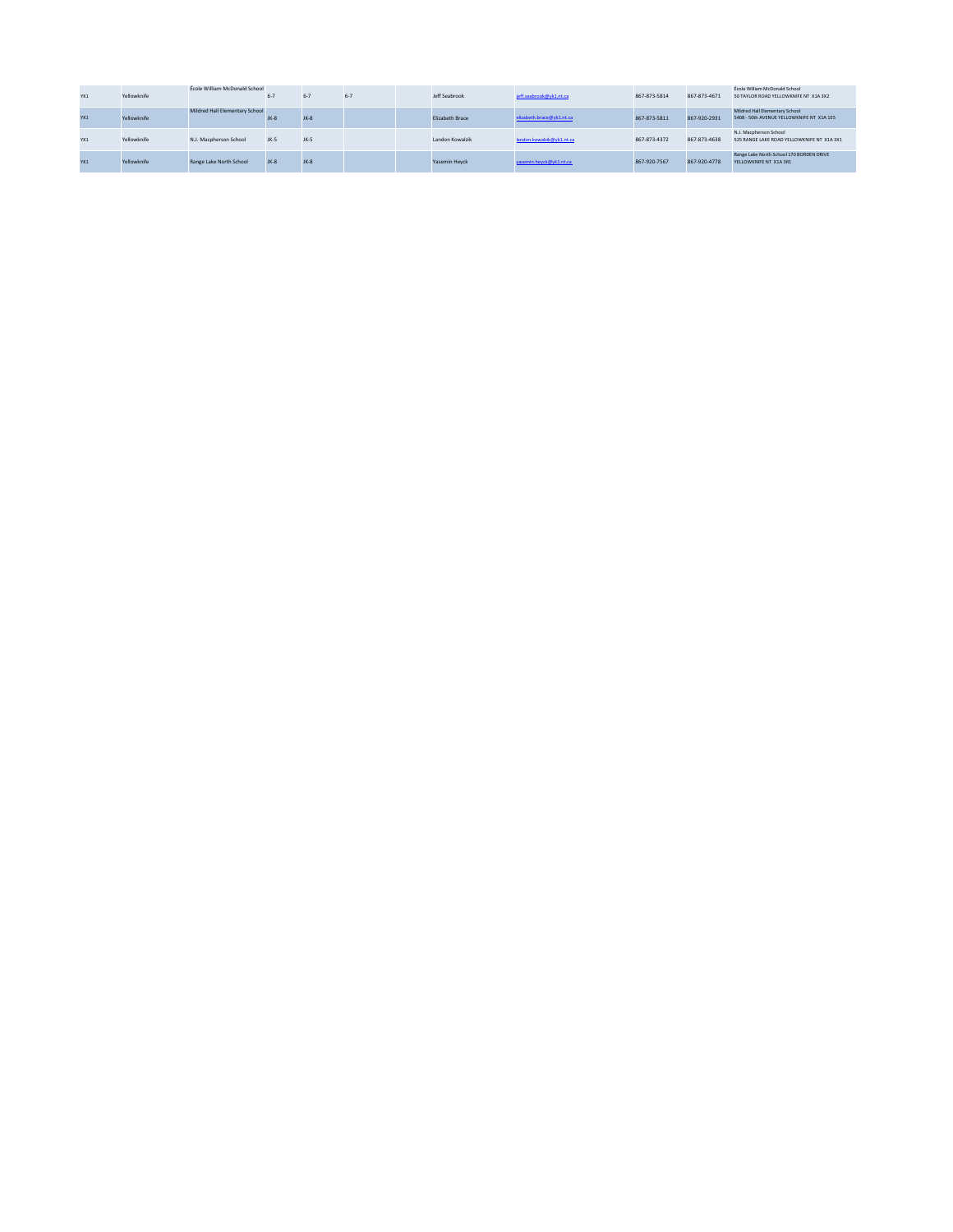| | | | | | | | | | | | |
|---|---|---|---|---|---|---|---|---|---|---|---|
| YK1 | Yellowknife | École William McDonald School | 6-7 | 6-7 | 6-7 | | Jeff Seabrook | jeff.seabrook@yk1.nt.ca | 867-873-5814 | 867-873-4671 | École William McDonald School 50 TAYLOR ROAD YELLOWKNIFE NT X1A 3X2 |
| YK1 | Yellowknife | Mildred Hall Elementary School | JK-8 | JK-8 | | | Elizabeth Brace | elizabeth.brace@yk1.nt.ca | 867-873-5811 | 867-920-2931 | Mildred Hall Elementary School 5408 - 50th AVENUE YELLOWKNIFE NT X1A 1E5 |
| YK1 | Yellowknife | N.J. Macpherson School | JK-5 | JK-5 | | | Landon Kowalzik | landon.kowalzik@yk1.nt.ca | 867-873-4372 | 867-873-4638 | N.J. Macpherson School 525 RANGE LAKE ROAD YELLOWKNIFE NT X1A 3X1 |
| YK1 | Yellowknife | Range Lake North School | JK-8 | JK-8 | | | Yasemin Heyck | yasemin.heyck@yk1.nt.ca | 867-920-7567 | 867-920-4778 | Range Lake North School 170 BORDEN DRIVE YELLOWKNIFE NT X1A 3R1 |